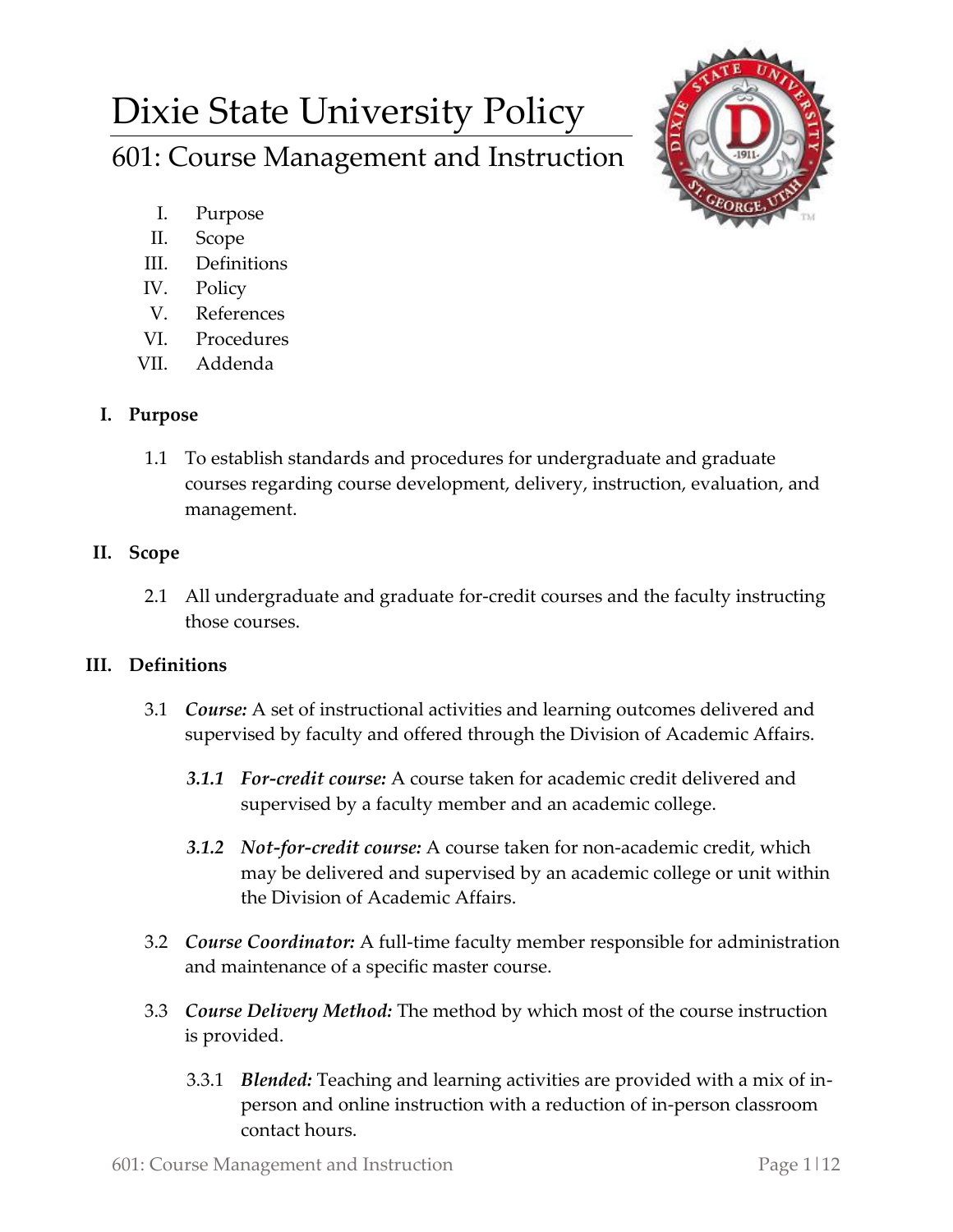# Dixie State University Policy

## 601: Course Management and Instruction

I. Purpose
II. Scope
III. Definitions
IV. Policy
V. References
VI. Procedures
VII. Addenda

### I. Purpose

1.1 To establish standards and procedures for undergraduate and graduate courses regarding course development, delivery, instruction, evaluation, and management.

### II. Scope

2.1 All undergraduate and graduate for-credit courses and the faculty instructing those courses.

### III. Definitions

3.1 ***Course:*** A set of instructional activities and learning outcomes delivered and supervised by faculty and offered through the Division of Academic Affairs.

***3.1.1 For-credit course:*** A course taken for academic credit delivered and supervised by a faculty member and an academic college.

***3.1.2 Not-for-credit course:*** A course taken for non-academic credit, which may be delivered and supervised by an academic college or unit within the Division of Academic Affairs.

3.2 ***Course Coordinator:*** A full-time faculty member responsible for administration and maintenance of a specific master course.

3.3 ***Course Delivery Method:*** The method by which most of the course instruction is provided.

3.3.1 ***Blended:*** Teaching and learning activities are provided with a mix of in-person and online instruction with a reduction of in-person classroom contact hours.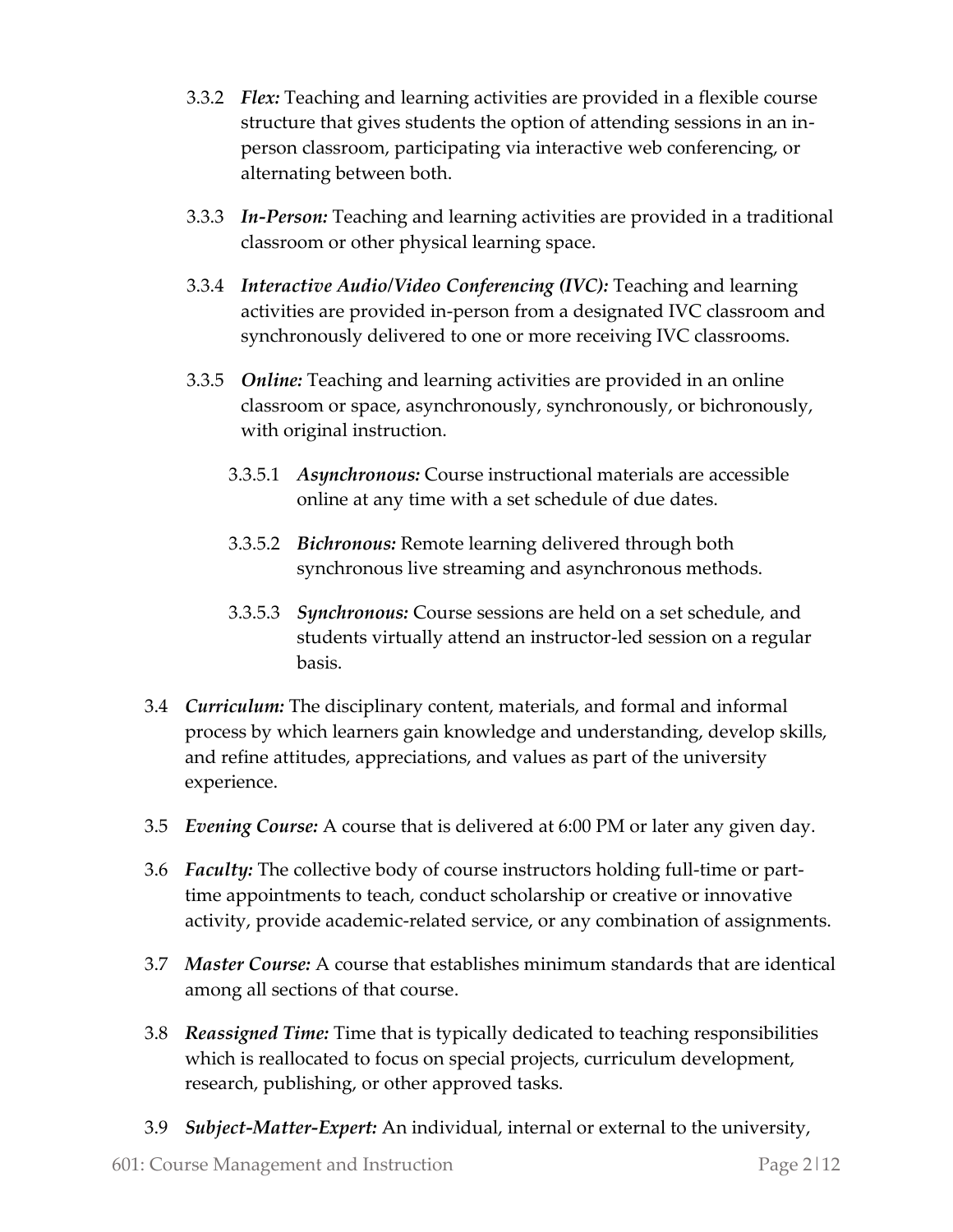3.3.2 ***Flex:*** Teaching and learning activities are provided in a flexible course structure that gives students the option of attending sessions in an in-person classroom, participating via interactive web conferencing, or alternating between both.

3.3.3 ***In-Person:*** Teaching and learning activities are provided in a traditional classroom or other physical learning space.

3.3.4 ***Interactive Audio/Video Conferencing (IVC):*** Teaching and learning activities are provided in-person from a designated IVC classroom and synchronously delivered to one or more receiving IVC classrooms.

3.3.5 ***Online:*** Teaching and learning activities are provided in an online classroom or space, asynchronously, synchronously, or bichronously, with original instruction.

3.3.5.1 ***Asynchronous:*** Course instructional materials are accessible online at any time with a set schedule of due dates.

3.3.5.2 ***Bichronous:*** Remote learning delivered through both synchronous live streaming and asynchronous methods.

3.3.5.3 ***Synchronous:*** Course sessions are held on a set schedule, and students virtually attend an instructor-led session on a regular basis.

3.4 ***Curriculum:*** The disciplinary content, materials, and formal and informal process by which learners gain knowledge and understanding, develop skills, and refine attitudes, appreciations, and values as part of the university experience.

3.5 ***Evening Course:*** A course that is delivered at 6:00 PM or later any given day.

3.6 ***Faculty:*** The collective body of course instructors holding full-time or part-time appointments to teach, conduct scholarship or creative or innovative activity, provide academic-related service, or any combination of assignments.

3.7 ***Master Course:*** A course that establishes minimum standards that are identical among all sections of that course.

3.8 ***Reassigned Time:*** Time that is typically dedicated to teaching responsibilities which is reallocated to focus on special projects, curriculum development, research, publishing, or other approved tasks.

3.9 ***Subject-Matter-Expert:*** An individual, internal or external to the university,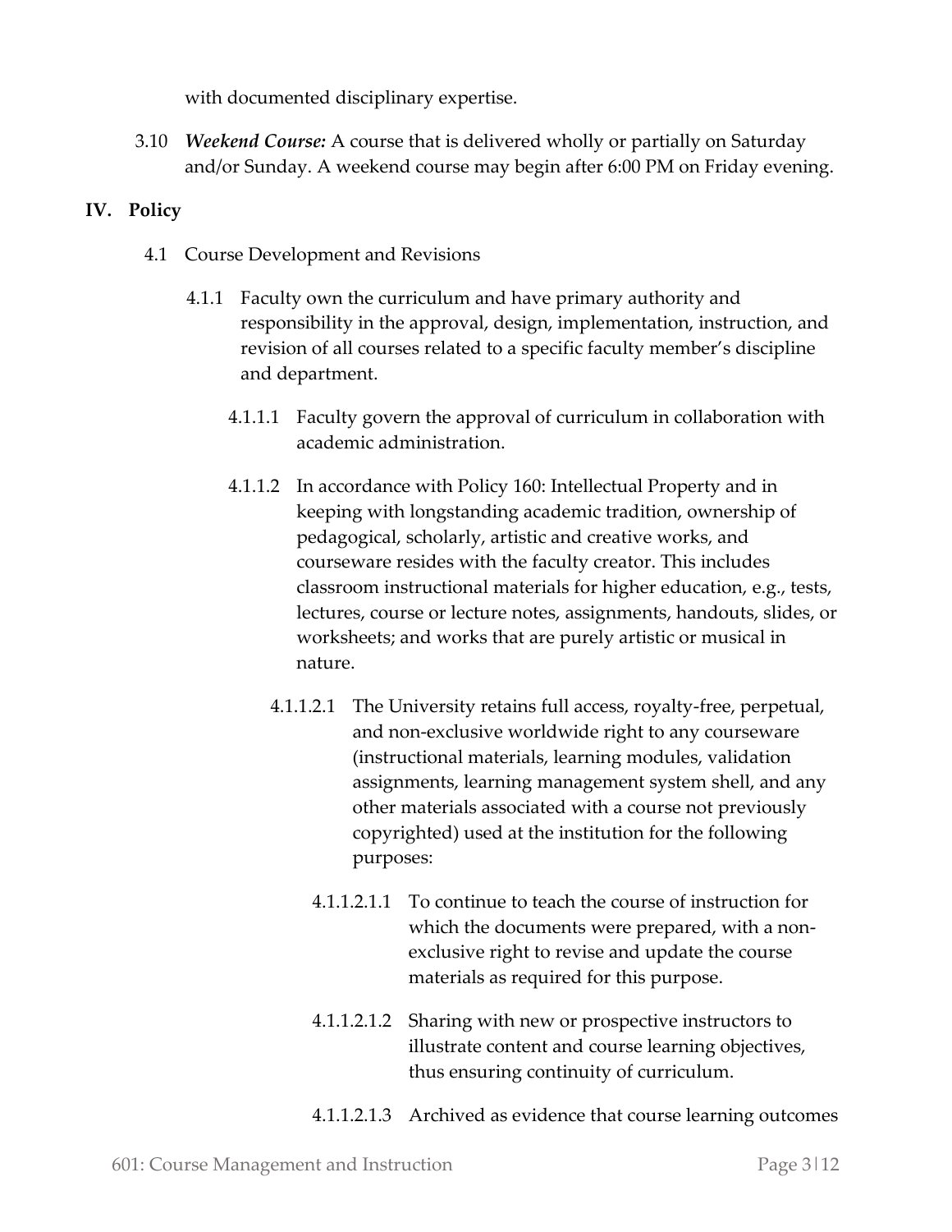with documented disciplinary expertise.

3.10 ***Weekend Course:*** A course that is delivered wholly or partially on Saturday and/or Sunday. A weekend course may begin after 6:00 PM on Friday evening.

## IV. Policy

4.1 Course Development and Revisions

4.1.1 Faculty own the curriculum and have primary authority and responsibility in the approval, design, implementation, instruction, and revision of all courses related to a specific faculty member's discipline and department.

4.1.1.1 Faculty govern the approval of curriculum in collaboration with academic administration.

4.1.1.2 In accordance with Policy 160: Intellectual Property and in keeping with longstanding academic tradition, ownership of pedagogical, scholarly, artistic and creative works, and courseware resides with the faculty creator. This includes classroom instructional materials for higher education, e.g., tests, lectures, course or lecture notes, assignments, handouts, slides, or worksheets; and works that are purely artistic or musical in nature.

4.1.1.2.1 The University retains full access, royalty-free, perpetual, and non-exclusive worldwide right to any courseware (instructional materials, learning modules, validation assignments, learning management system shell, and any other materials associated with a course not previously copyrighted) used at the institution for the following purposes:

4.1.1.2.1.1 To continue to teach the course of instruction for which the documents were prepared, with a non-exclusive right to revise and update the course materials as required for this purpose.

4.1.1.2.1.2 Sharing with new or prospective instructors to illustrate content and course learning objectives, thus ensuring continuity of curriculum.

4.1.1.2.1.3 Archived as evidence that course learning outcomes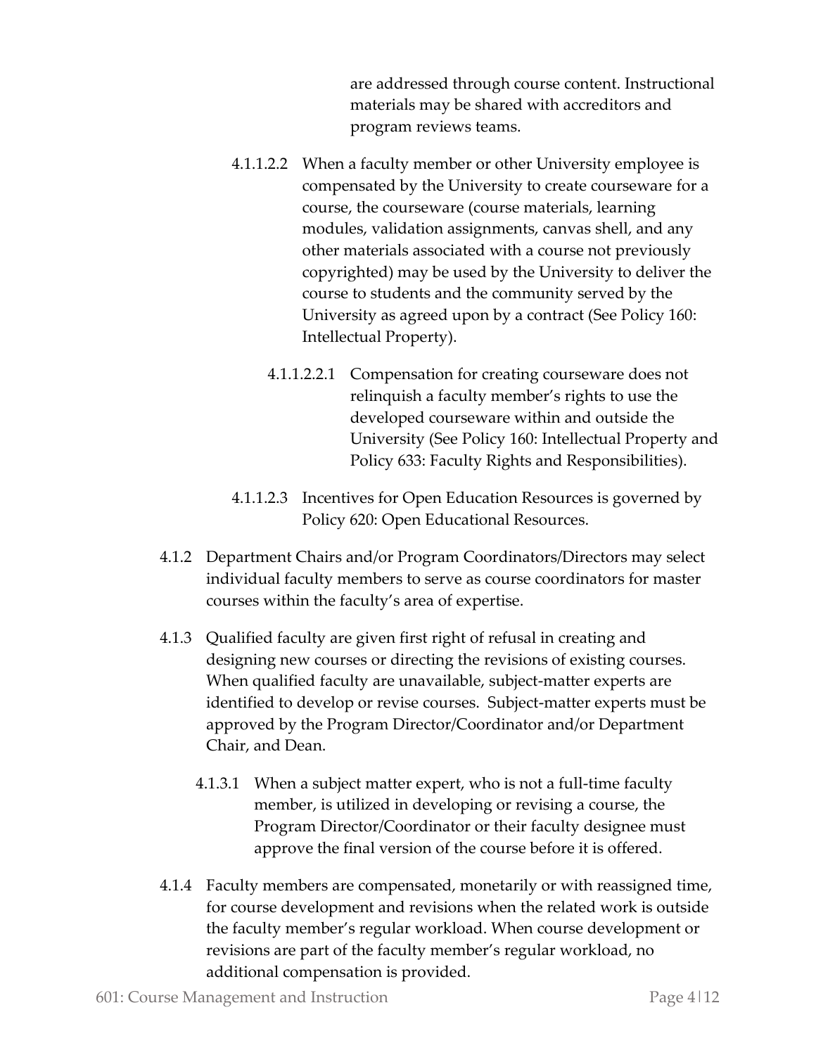are addressed through course content. Instructional materials may be shared with accreditors and program reviews teams.

4.1.1.2.2 When a faculty member or other University employee is compensated by the University to create courseware for a course, the courseware (course materials, learning modules, validation assignments, canvas shell, and any other materials associated with a course not previously copyrighted) may be used by the University to deliver the course to students and the community served by the University as agreed upon by a contract (See Policy 160: Intellectual Property).

4.1.1.2.2.1 Compensation for creating courseware does not relinquish a faculty member's rights to use the developed courseware within and outside the University (See Policy 160: Intellectual Property and Policy 633: Faculty Rights and Responsibilities).

4.1.1.2.3 Incentives for Open Education Resources is governed by Policy 620: Open Educational Resources.

4.1.2 Department Chairs and/or Program Coordinators/Directors may select individual faculty members to serve as course coordinators for master courses within the faculty's area of expertise.

4.1.3 Qualified faculty are given first right of refusal in creating and designing new courses or directing the revisions of existing courses. When qualified faculty are unavailable, subject-matter experts are identified to develop or revise courses. Subject-matter experts must be approved by the Program Director/Coordinator and/or Department Chair, and Dean.

4.1.3.1 When a subject matter expert, who is not a full-time faculty member, is utilized in developing or revising a course, the Program Director/Coordinator or their faculty designee must approve the final version of the course before it is offered.

4.1.4 Faculty members are compensated, monetarily or with reassigned time, for course development and revisions when the related work is outside the faculty member's regular workload. When course development or revisions are part of the faculty member's regular workload, no additional compensation is provided.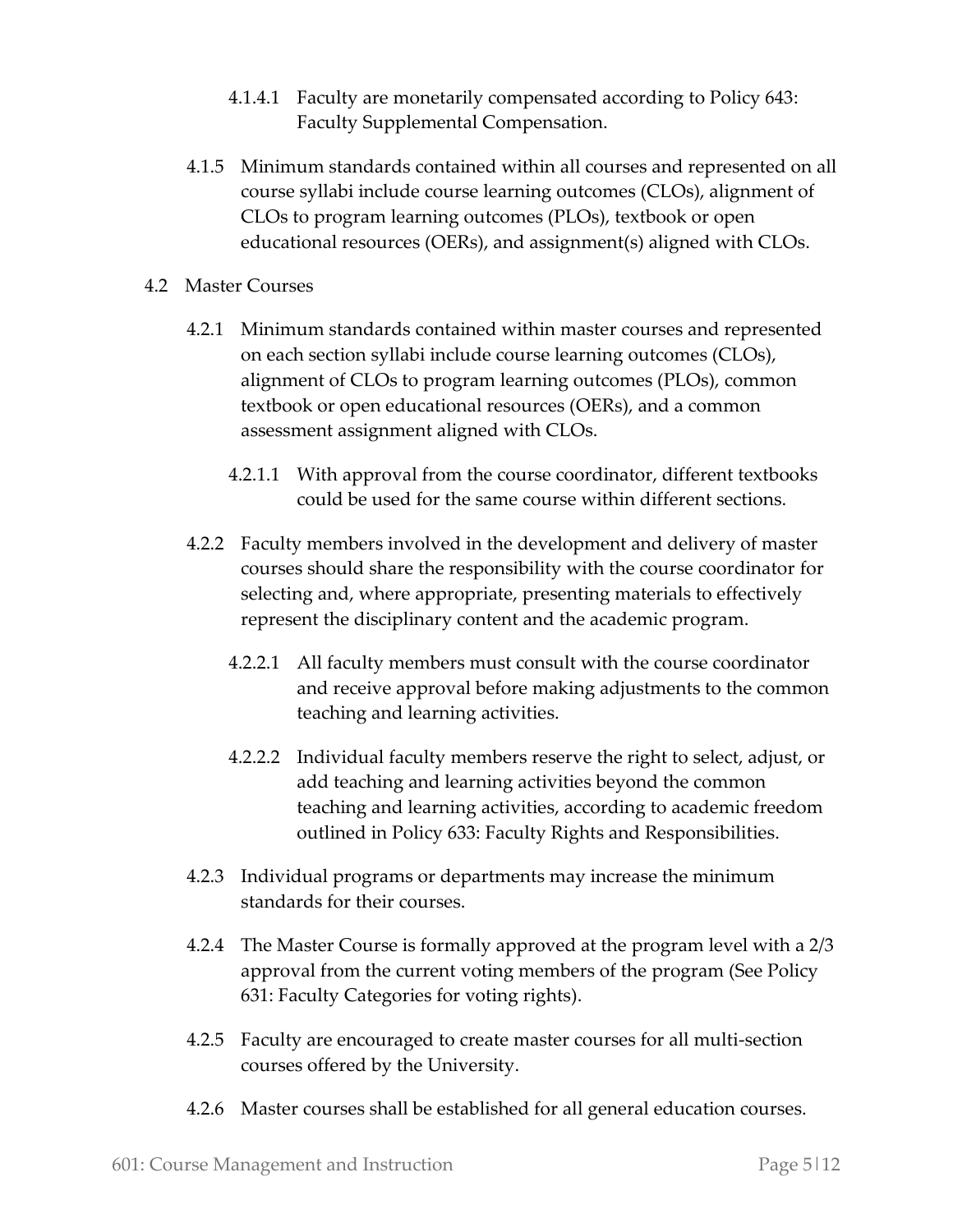4.1.4.1 Faculty are monetarily compensated according to Policy 643: Faculty Supplemental Compensation.

4.1.5 Minimum standards contained within all courses and represented on all course syllabi include course learning outcomes (CLOs), alignment of CLOs to program learning outcomes (PLOs), textbook or open educational resources (OERs), and assignment(s) aligned with CLOs.

4.2 Master Courses

4.2.1 Minimum standards contained within master courses and represented on each section syllabi include course learning outcomes (CLOs), alignment of CLOs to program learning outcomes (PLOs), common textbook or open educational resources (OERs), and a common assessment assignment aligned with CLOs.

4.2.1.1 With approval from the course coordinator, different textbooks could be used for the same course within different sections.

4.2.2 Faculty members involved in the development and delivery of master courses should share the responsibility with the course coordinator for selecting and, where appropriate, presenting materials to effectively represent the disciplinary content and the academic program.

4.2.2.1 All faculty members must consult with the course coordinator and receive approval before making adjustments to the common teaching and learning activities.

4.2.2.2 Individual faculty members reserve the right to select, adjust, or add teaching and learning activities beyond the common teaching and learning activities, according to academic freedom outlined in Policy 633: Faculty Rights and Responsibilities.

4.2.3 Individual programs or departments may increase the minimum standards for their courses.

4.2.4 The Master Course is formally approved at the program level with a 2/3 approval from the current voting members of the program (See Policy 631: Faculty Categories for voting rights).

4.2.5 Faculty are encouraged to create master courses for all multi-section courses offered by the University.

4.2.6 Master courses shall be established for all general education courses.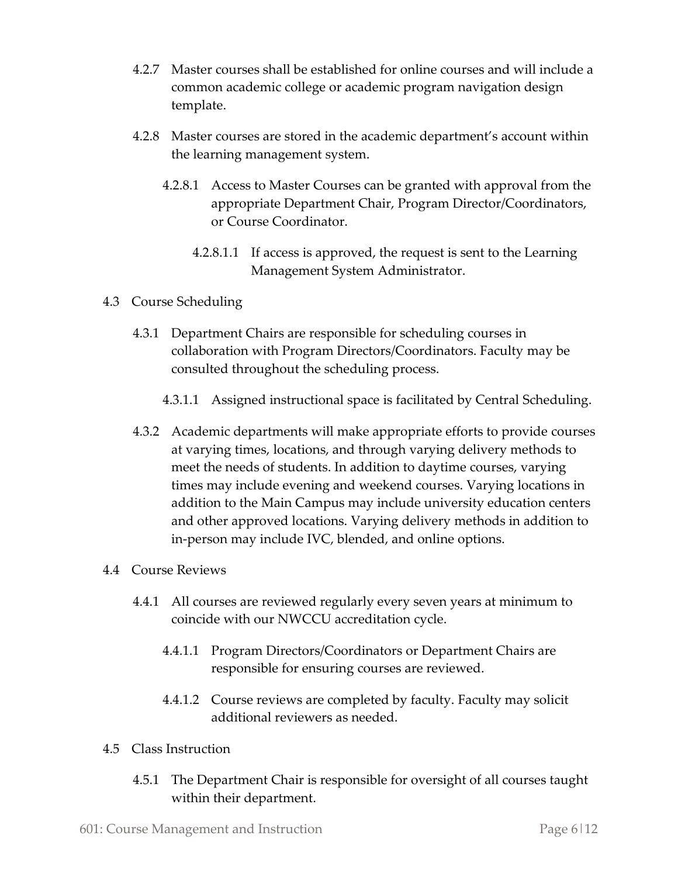4.2.7 Master courses shall be established for online courses and will include a common academic college or academic program navigation design template.

4.2.8 Master courses are stored in the academic department's account within the learning management system.

4.2.8.1 Access to Master Courses can be granted with approval from the appropriate Department Chair, Program Director/Coordinators, or Course Coordinator.

4.2.8.1.1 If access is approved, the request is sent to the Learning Management System Administrator.

4.3 Course Scheduling

4.3.1 Department Chairs are responsible for scheduling courses in collaboration with Program Directors/Coordinators. Faculty may be consulted throughout the scheduling process.

4.3.1.1 Assigned instructional space is facilitated by Central Scheduling.

4.3.2 Academic departments will make appropriate efforts to provide courses at varying times, locations, and through varying delivery methods to meet the needs of students. In addition to daytime courses, varying times may include evening and weekend courses. Varying locations in addition to the Main Campus may include university education centers and other approved locations. Varying delivery methods in addition to in-person may include IVC, blended, and online options.

4.4 Course Reviews

4.4.1 All courses are reviewed regularly every seven years at minimum to coincide with our NWCCU accreditation cycle.

4.4.1.1 Program Directors/Coordinators or Department Chairs are responsible for ensuring courses are reviewed.

4.4.1.2 Course reviews are completed by faculty. Faculty may solicit additional reviewers as needed.

4.5 Class Instruction

4.5.1 The Department Chair is responsible for oversight of all courses taught within their department.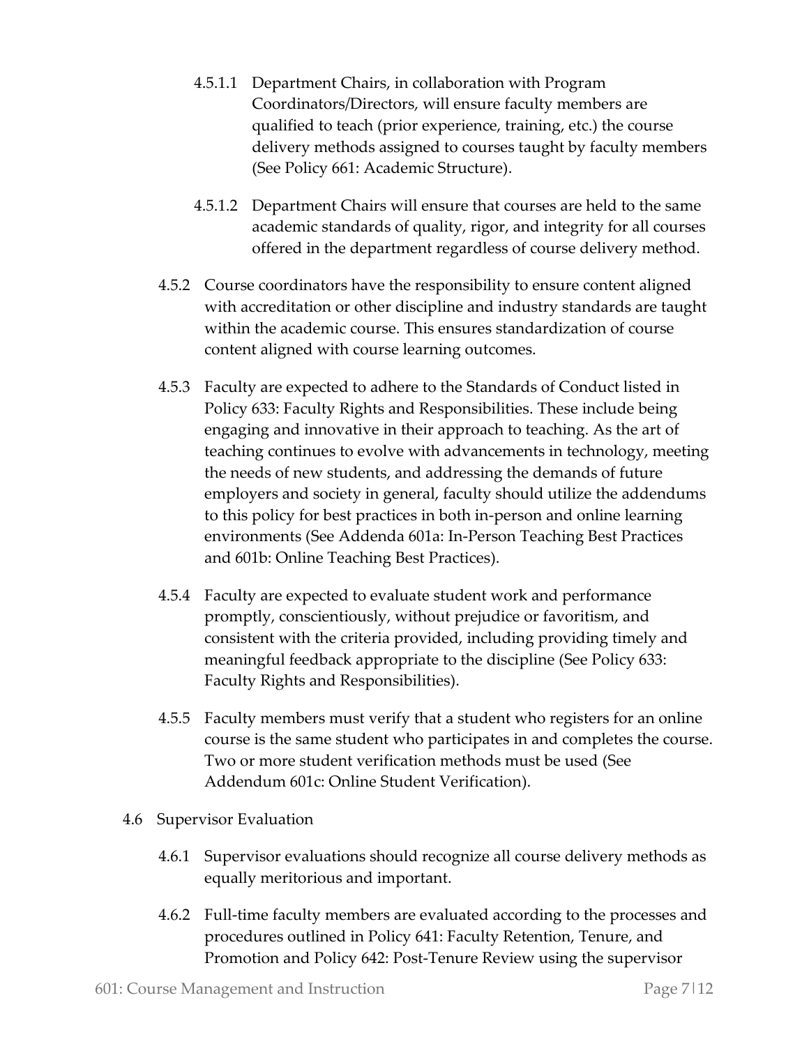4.5.1.1 Department Chairs, in collaboration with Program Coordinators/Directors, will ensure faculty members are qualified to teach (prior experience, training, etc.) the course delivery methods assigned to courses taught by faculty members (See Policy 661: Academic Structure).

4.5.1.2 Department Chairs will ensure that courses are held to the same academic standards of quality, rigor, and integrity for all courses offered in the department regardless of course delivery method.

4.5.2 Course coordinators have the responsibility to ensure content aligned with accreditation or other discipline and industry standards are taught within the academic course. This ensures standardization of course content aligned with course learning outcomes.

4.5.3 Faculty are expected to adhere to the Standards of Conduct listed in Policy 633: Faculty Rights and Responsibilities. These include being engaging and innovative in their approach to teaching. As the art of teaching continues to evolve with advancements in technology, meeting the needs of new students, and addressing the demands of future employers and society in general, faculty should utilize the addendums to this policy for best practices in both in-person and online learning environments (See Addenda 601a: In-Person Teaching Best Practices and 601b: Online Teaching Best Practices).

4.5.4 Faculty are expected to evaluate student work and performance promptly, conscientiously, without prejudice or favoritism, and consistent with the criteria provided, including providing timely and meaningful feedback appropriate to the discipline (See Policy 633: Faculty Rights and Responsibilities).

4.5.5 Faculty members must verify that a student who registers for an online course is the same student who participates in and completes the course. Two or more student verification methods must be used (See Addendum 601c: Online Student Verification).

4.6 Supervisor Evaluation

4.6.1 Supervisor evaluations should recognize all course delivery methods as equally meritorious and important.

4.6.2 Full-time faculty members are evaluated according to the processes and procedures outlined in Policy 641: Faculty Retention, Tenure, and Promotion and Policy 642: Post-Tenure Review using the supervisor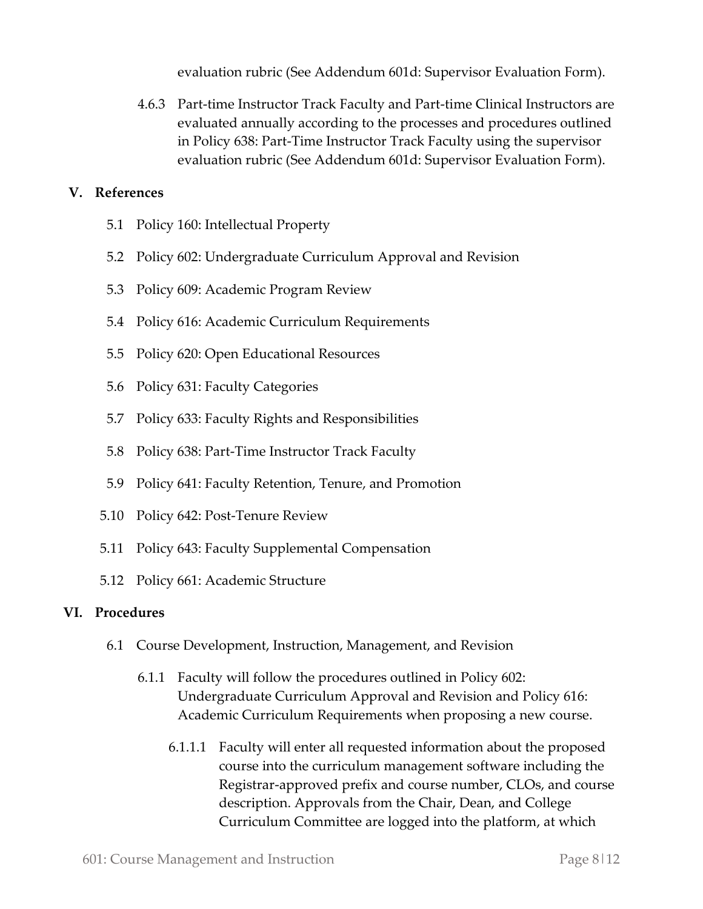evaluation rubric (See Addendum 601d: Supervisor Evaluation Form).

4.6.3 Part-time Instructor Track Faculty and Part-time Clinical Instructors are evaluated annually according to the processes and procedures outlined in Policy 638: Part-Time Instructor Track Faculty using the supervisor evaluation rubric (See Addendum 601d: Supervisor Evaluation Form).

## V. References

5.1 Policy 160: Intellectual Property

5.2 Policy 602: Undergraduate Curriculum Approval and Revision

5.3 Policy 609: Academic Program Review

5.4 Policy 616: Academic Curriculum Requirements

5.5 Policy 620: Open Educational Resources

5.6 Policy 631: Faculty Categories

5.7 Policy 633: Faculty Rights and Responsibilities

5.8 Policy 638: Part-Time Instructor Track Faculty

5.9 Policy 641: Faculty Retention, Tenure, and Promotion

5.10 Policy 642: Post-Tenure Review

5.11 Policy 643: Faculty Supplemental Compensation

5.12 Policy 661: Academic Structure

## VI. Procedures

6.1 Course Development, Instruction, Management, and Revision

6.1.1 Faculty will follow the procedures outlined in Policy 602: Undergraduate Curriculum Approval and Revision and Policy 616: Academic Curriculum Requirements when proposing a new course.

6.1.1.1 Faculty will enter all requested information about the proposed course into the curriculum management software including the Registrar-approved prefix and course number, CLOs, and course description. Approvals from the Chair, Dean, and College Curriculum Committee are logged into the platform, at which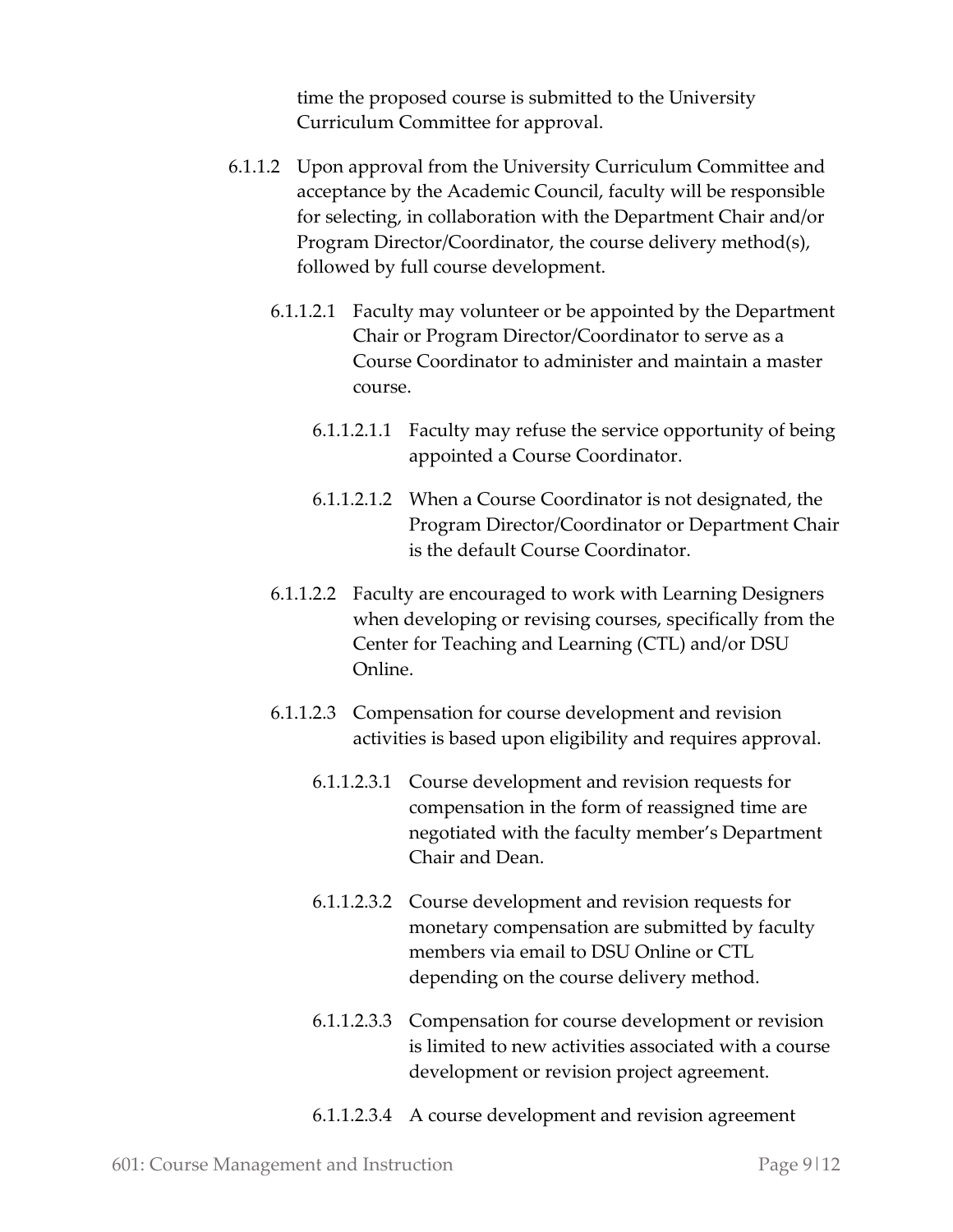time the proposed course is submitted to the University Curriculum Committee for approval.

6.1.1.2 Upon approval from the University Curriculum Committee and acceptance by the Academic Council, faculty will be responsible for selecting, in collaboration with the Department Chair and/or Program Director/Coordinator, the course delivery method(s), followed by full course development.

6.1.1.2.1 Faculty may volunteer or be appointed by the Department Chair or Program Director/Coordinator to serve as a Course Coordinator to administer and maintain a master course.

6.1.1.2.1.1 Faculty may refuse the service opportunity of being appointed a Course Coordinator.

6.1.1.2.1.2 When a Course Coordinator is not designated, the Program Director/Coordinator or Department Chair is the default Course Coordinator.

6.1.1.2.2 Faculty are encouraged to work with Learning Designers when developing or revising courses, specifically from the Center for Teaching and Learning (CTL) and/or DSU Online.

6.1.1.2.3 Compensation for course development and revision activities is based upon eligibility and requires approval.

6.1.1.2.3.1 Course development and revision requests for compensation in the form of reassigned time are negotiated with the faculty member's Department Chair and Dean.

6.1.1.2.3.2 Course development and revision requests for monetary compensation are submitted by faculty members via email to DSU Online or CTL depending on the course delivery method.

6.1.1.2.3.3 Compensation for course development or revision is limited to new activities associated with a course development or revision project agreement.

6.1.1.2.3.4 A course development and revision agreement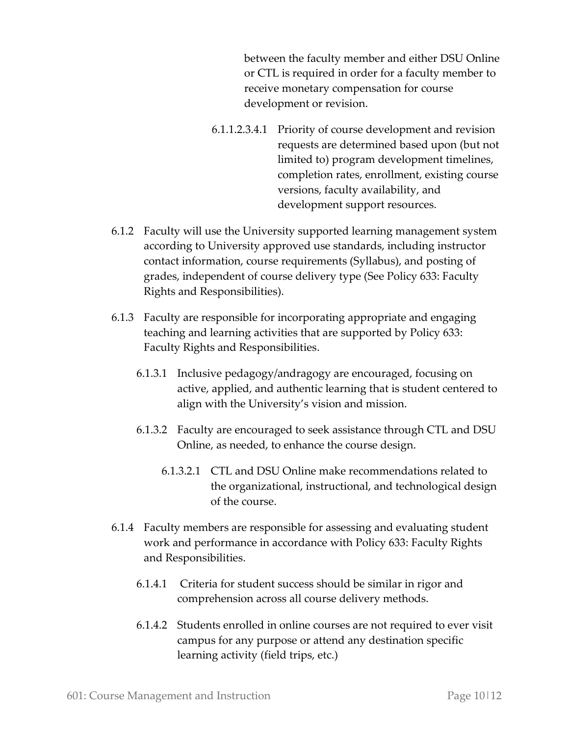between the faculty member and either DSU Online or CTL is required in order for a faculty member to receive monetary compensation for course development or revision.

6.1.1.2.3.4.1 Priority of course development and revision requests are determined based upon (but not limited to) program development timelines, completion rates, enrollment, existing course versions, faculty availability, and development support resources.

6.1.2 Faculty will use the University supported learning management system according to University approved use standards, including instructor contact information, course requirements (Syllabus), and posting of grades, independent of course delivery type (See Policy 633: Faculty Rights and Responsibilities).

6.1.3 Faculty are responsible for incorporating appropriate and engaging teaching and learning activities that are supported by Policy 633: Faculty Rights and Responsibilities.

6.1.3.1 Inclusive pedagogy/andragogy are encouraged, focusing on active, applied, and authentic learning that is student centered to align with the University's vision and mission.

6.1.3.2 Faculty are encouraged to seek assistance through CTL and DSU Online, as needed, to enhance the course design.

6.1.3.2.1 CTL and DSU Online make recommendations related to the organizational, instructional, and technological design of the course.

6.1.4 Faculty members are responsible for assessing and evaluating student work and performance in accordance with Policy 633: Faculty Rights and Responsibilities.

6.1.4.1 Criteria for student success should be similar in rigor and comprehension across all course delivery methods.

6.1.4.2 Students enrolled in online courses are not required to ever visit campus for any purpose or attend any destination specific learning activity (field trips, etc.)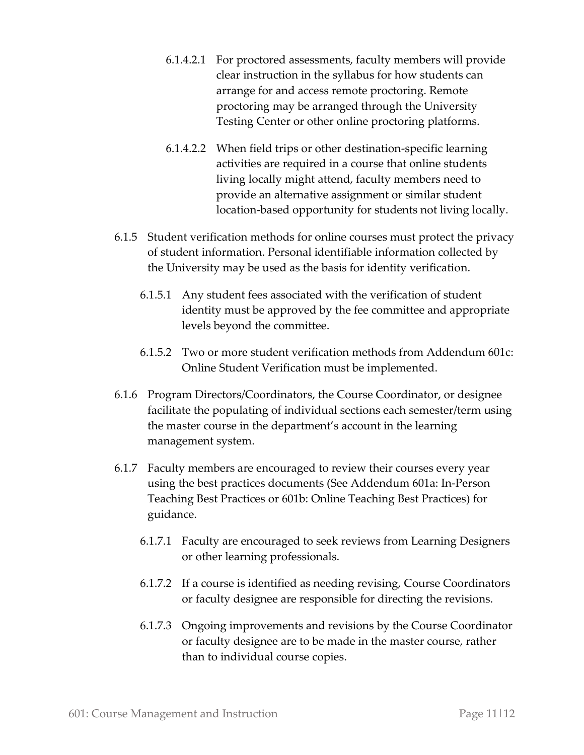6.1.4.2.1 For proctored assessments, faculty members will provide clear instruction in the syllabus for how students can arrange for and access remote proctoring. Remote proctoring may be arranged through the University Testing Center or other online proctoring platforms.

6.1.4.2.2 When field trips or other destination-specific learning activities are required in a course that online students living locally might attend, faculty members need to provide an alternative assignment or similar student location-based opportunity for students not living locally.

6.1.5 Student verification methods for online courses must protect the privacy of student information. Personal identifiable information collected by the University may be used as the basis for identity verification.

6.1.5.1 Any student fees associated with the verification of student identity must be approved by the fee committee and appropriate levels beyond the committee.

6.1.5.2 Two or more student verification methods from Addendum 601c: Online Student Verification must be implemented.

6.1.6 Program Directors/Coordinators, the Course Coordinator, or designee facilitate the populating of individual sections each semester/term using the master course in the department's account in the learning management system.

6.1.7 Faculty members are encouraged to review their courses every year using the best practices documents (See Addendum 601a: In-Person Teaching Best Practices or 601b: Online Teaching Best Practices) for guidance.

6.1.7.1 Faculty are encouraged to seek reviews from Learning Designers or other learning professionals.

6.1.7.2 If a course is identified as needing revising, Course Coordinators or faculty designee are responsible for directing the revisions.

6.1.7.3 Ongoing improvements and revisions by the Course Coordinator or faculty designee are to be made in the master course, rather than to individual course copies.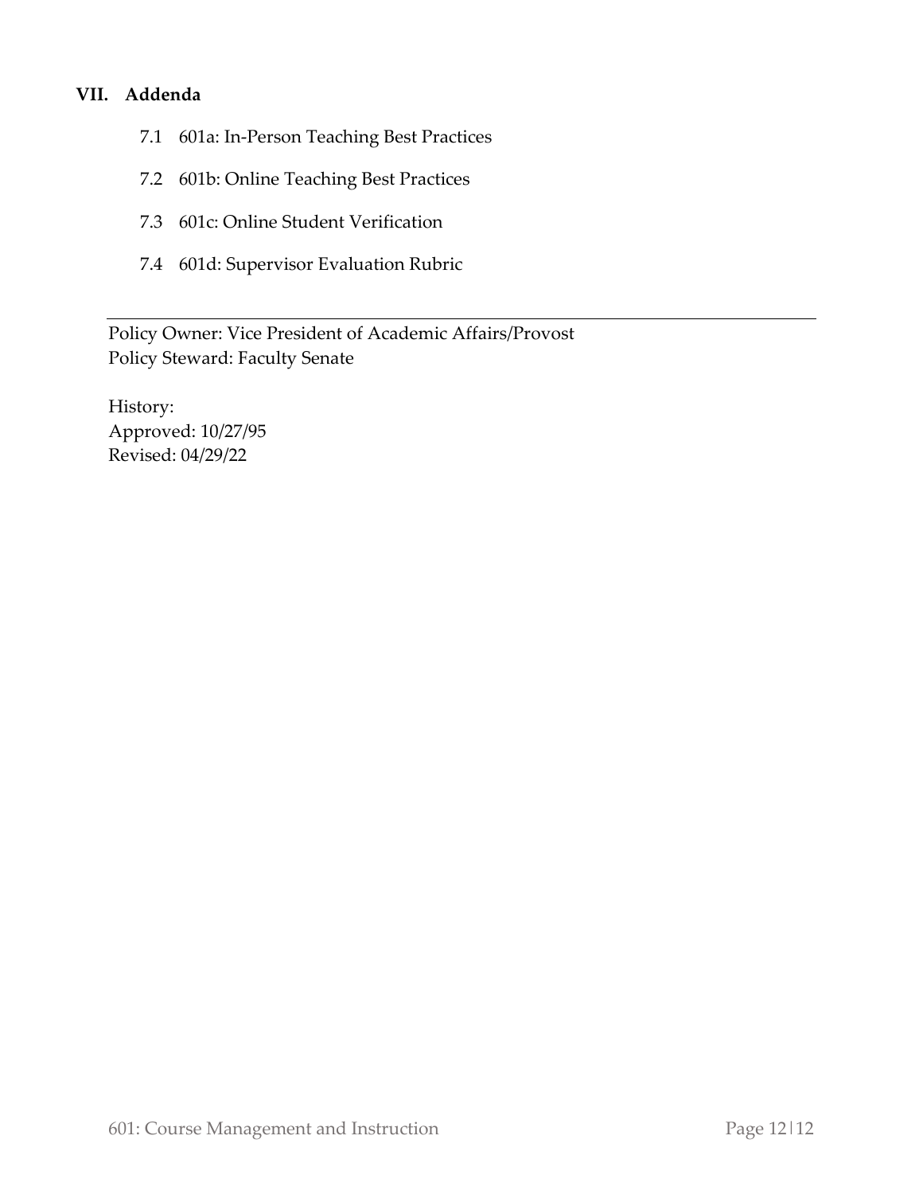## VII. Addenda

7.1 601a: In-Person Teaching Best Practices

7.2 601b: Online Teaching Best Practices

7.3 601c: Online Student Verification

7.4 601d: Supervisor Evaluation Rubric

---

Policy Owner: Vice President of Academic Affairs/Provost
Policy Steward: Faculty Senate

History:
Approved: 10/27/95
Revised: 04/29/22